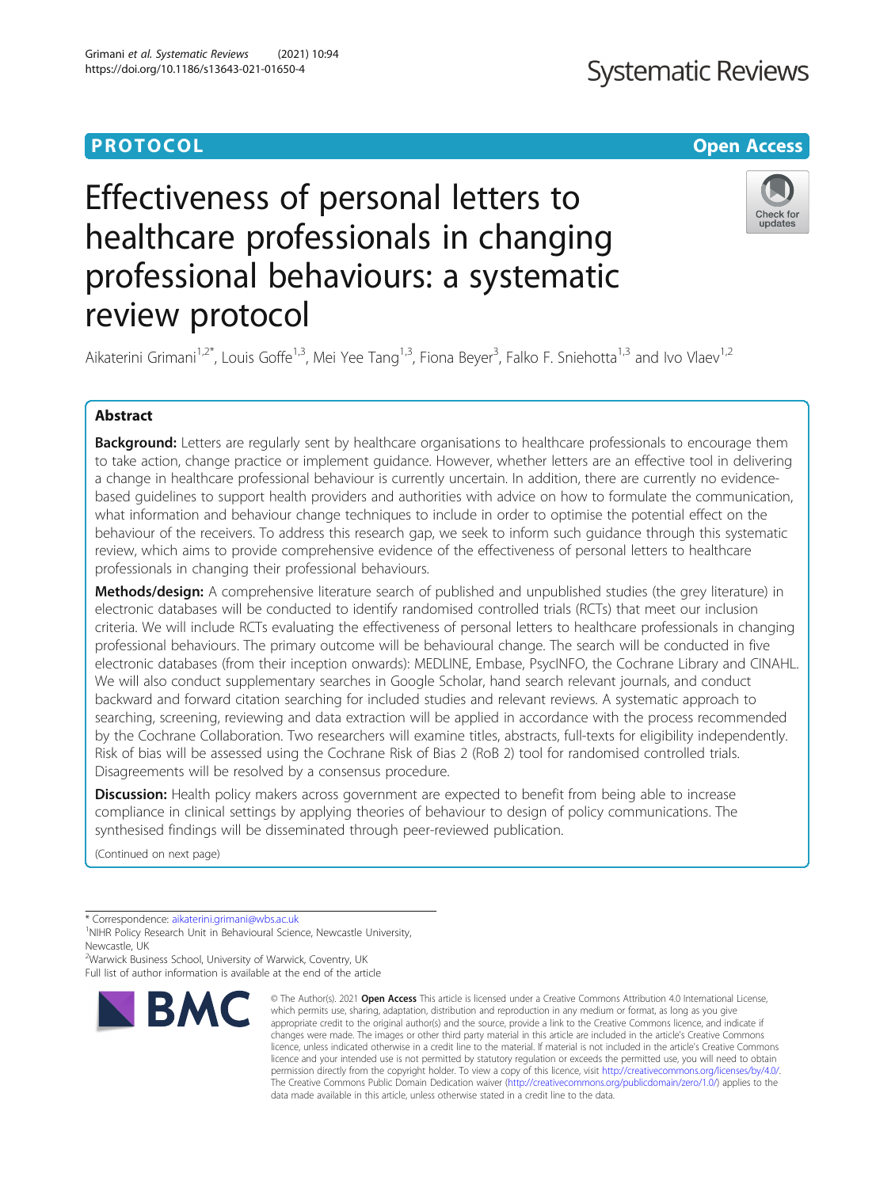PROTOCOL

# Effectiveness of personal letters to healthcare professionals in changing professional behaviours: a systematic review protocol

Aikaterini Grimani[1,2*], Louis Goffe[1,3], Mei Yee Tang[1,3], Fiona Beyer[3], Falko F. Sniehotta[1,3] and Ivo Vlaev[1,2]

## Abstract

**Background:** Letters are regularly sent by healthcare organisations to healthcare professionals to encourage them to take action, change practice or implement guidance. However, whether letters are an effective tool in delivering a change in healthcare professional behaviour is currently uncertain. In addition, there are currently no evidence-based guidelines to support health providers and authorities with advice on how to formulate the communication, what information and behaviour change techniques to include in order to optimise the potential effect on the behaviour of the receivers. To address this research gap, we seek to inform such guidance through this systematic review, which aims to provide comprehensive evidence of the effectiveness of personal letters to healthcare professionals in changing their professional behaviours.

**Methods/design:** A comprehensive literature search of published and unpublished studies (the grey literature) in electronic databases will be conducted to identify randomised controlled trials (RCTs) that meet our inclusion criteria. We will include RCTs evaluating the effectiveness of personal letters to healthcare professionals in changing professional behaviours. The primary outcome will be behavioural change. The search will be conducted in five electronic databases (from their inception onwards): MEDLINE, Embase, PsycINFO, the Cochrane Library and CINAHL. We will also conduct supplementary searches in Google Scholar, hand search relevant journals, and conduct backward and forward citation searching for included studies and relevant reviews. A systematic approach to searching, screening, reviewing and data extraction will be applied in accordance with the process recommended by the Cochrane Collaboration. Two researchers will examine titles, abstracts, full-texts for eligibility independently. Risk of bias will be assessed using the Cochrane Risk of Bias 2 (RoB 2) tool for randomised controlled trials. Disagreements will be resolved by a consensus procedure.

**Discussion:** Health policy makers across government are expected to benefit from being able to increase compliance in clinical settings by applying theories of behaviour to design of policy communications. The synthesised findings will be disseminated through peer-reviewed publication.

(Continued on next page)

* Correspondence: aikaterini.grimani@wbs.ac.uk
[1]NIHR Policy Research Unit in Behavioural Science, Newcastle University, Newcastle, UK
[2]Warwick Business School, University of Warwick, Coventry, UK
Full list of author information is available at the end of the article

© The Author(s). 2021 **Open Access** This article is licensed under a Creative Commons Attribution 4.0 International License, which permits use, sharing, adaptation, distribution and reproduction in any medium or format, as long as you give appropriate credit to the original author(s) and the source, provide a link to the Creative Commons licence, and indicate if changes were made. The images or other third party material in this article are included in the article's Creative Commons licence, unless indicated otherwise in a credit line to the material. If material is not included in the article's Creative Commons licence and your intended use is not permitted by statutory regulation or exceeds the permitted use, you will need to obtain permission directly from the copyright holder. To view a copy of this licence, visit http://creativecommons.org/licenses/by/4.0/. The Creative Commons Public Domain Dedication waiver (http://creativecommons.org/publicdomain/zero/1.0/) applies to the data made available in this article, unless otherwise stated in a credit line to the data.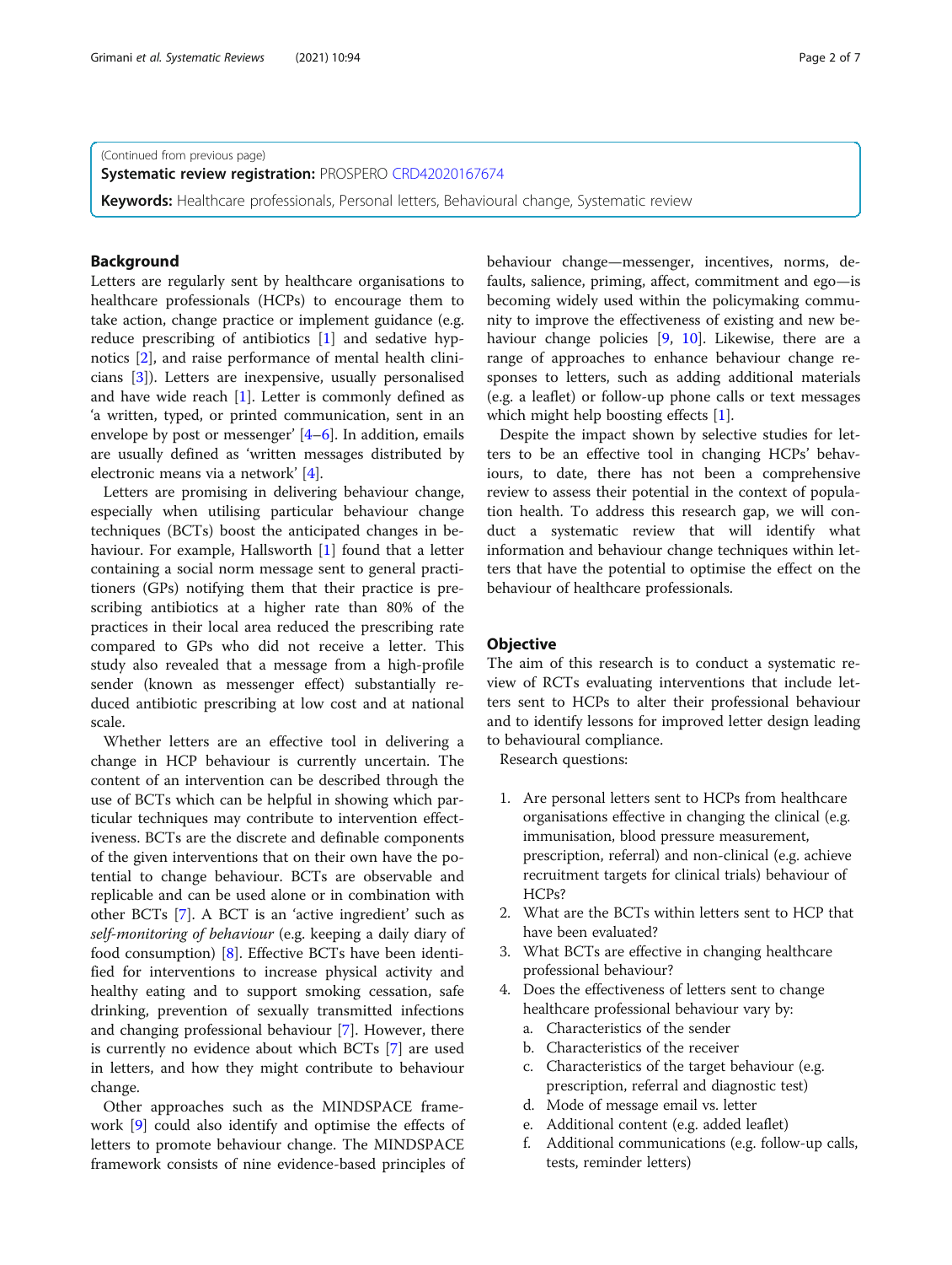(Continued from previous page)

**Systematic review registration:** PROSPERO CRD42020167674

**Keywords:** Healthcare professionals, Personal letters, Behavioural change, Systematic review

## Background

Letters are regularly sent by healthcare organisations to healthcare professionals (HCPs) to encourage them to take action, change practice or implement guidance (e.g. reduce prescribing of antibiotics [1] and sedative hypnotics [2], and raise performance of mental health clinicians [3]). Letters are inexpensive, usually personalised and have wide reach [1]. Letter is commonly defined as 'a written, typed, or printed communication, sent in an envelope by post or messenger' [4–6]. In addition, emails are usually defined as 'written messages distributed by electronic means via a network' [4].

Letters are promising in delivering behaviour change, especially when utilising particular behaviour change techniques (BCTs) boost the anticipated changes in behaviour. For example, Hallsworth [1] found that a letter containing a social norm message sent to general practitioners (GPs) notifying them that their practice is prescribing antibiotics at a higher rate than 80% of the practices in their local area reduced the prescribing rate compared to GPs who did not receive a letter. This study also revealed that a message from a high-profile sender (known as messenger effect) substantially reduced antibiotic prescribing at low cost and at national scale.

Whether letters are an effective tool in delivering a change in HCP behaviour is currently uncertain. The content of an intervention can be described through the use of BCTs which can be helpful in showing which particular techniques may contribute to intervention effectiveness. BCTs are the discrete and definable components of the given interventions that on their own have the potential to change behaviour. BCTs are observable and replicable and can be used alone or in combination with other BCTs [7]. A BCT is an 'active ingredient' such as *self-monitoring of behaviour* (e.g. keeping a daily diary of food consumption) [8]. Effective BCTs have been identified for interventions to increase physical activity and healthy eating and to support smoking cessation, safe drinking, prevention of sexually transmitted infections and changing professional behaviour [7]. However, there is currently no evidence about which BCTs [7] are used in letters, and how they might contribute to behaviour change.

Other approaches such as the MINDSPACE framework [9] could also identify and optimise the effects of letters to promote behaviour change. The MINDSPACE framework consists of nine evidence-based principles of behaviour change—messenger, incentives, norms, defaults, salience, priming, affect, commitment and ego—is becoming widely used within the policymaking community to improve the effectiveness of existing and new behaviour change policies [9, 10]. Likewise, there are a range of approaches to enhance behaviour change responses to letters, such as adding additional materials (e.g. a leaflet) or follow-up phone calls or text messages which might help boosting effects [1].

Despite the impact shown by selective studies for letters to be an effective tool in changing HCPs' behaviours, to date, there has not been a comprehensive review to assess their potential in the context of population health. To address this research gap, we will conduct a systematic review that will identify what information and behaviour change techniques within letters that have the potential to optimise the effect on the behaviour of healthcare professionals.

## Objective

The aim of this research is to conduct a systematic review of RCTs evaluating interventions that include letters sent to HCPs to alter their professional behaviour and to identify lessons for improved letter design leading to behavioural compliance.

Research questions:

1. Are personal letters sent to HCPs from healthcare organisations effective in changing the clinical (e.g. immunisation, blood pressure measurement, prescription, referral) and non-clinical (e.g. achieve recruitment targets for clinical trials) behaviour of HCPs?
2. What are the BCTs within letters sent to HCP that have been evaluated?
3. What BCTs are effective in changing healthcare professional behaviour?
4. Does the effectiveness of letters sent to change healthcare professional behaviour vary by:
   a. Characteristics of the sender
   b. Characteristics of the receiver
   c. Characteristics of the target behaviour (e.g. prescription, referral and diagnostic test)
   d. Mode of message email vs. letter
   e. Additional content (e.g. added leaflet)
   f. Additional communications (e.g. follow-up calls, tests, reminder letters)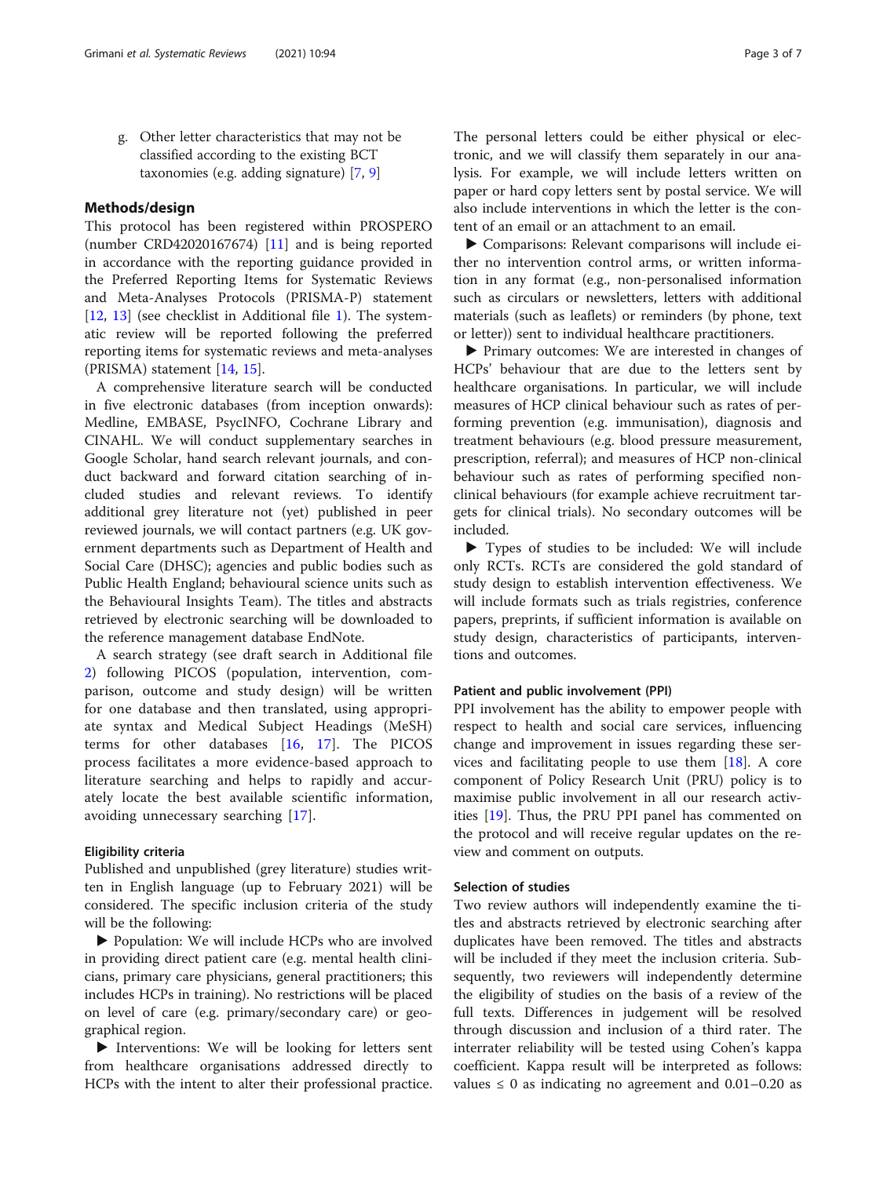g. Other letter characteristics that may not be classified according to the existing BCT taxonomies (e.g. adding signature) [7, 9]

## Methods/design

This protocol has been registered within PROSPERO (number CRD42020167674) [11] and is being reported in accordance with the reporting guidance provided in the Preferred Reporting Items for Systematic Reviews and Meta-Analyses Protocols (PRISMA-P) statement [12, 13] (see checklist in Additional file 1). The systematic review will be reported following the preferred reporting items for systematic reviews and meta-analyses (PRISMA) statement [14, 15].

A comprehensive literature search will be conducted in five electronic databases (from inception onwards): Medline, EMBASE, PsycINFO, Cochrane Library and CINAHL. We will conduct supplementary searches in Google Scholar, hand search relevant journals, and conduct backward and forward citation searching of included studies and relevant reviews. To identify additional grey literature not (yet) published in peer reviewed journals, we will contact partners (e.g. UK government departments such as Department of Health and Social Care (DHSC); agencies and public bodies such as Public Health England; behavioural science units such as the Behavioural Insights Team). The titles and abstracts retrieved by electronic searching will be downloaded to the reference management database EndNote.

A search strategy (see draft search in Additional file 2) following PICOS (population, intervention, comparison, outcome and study design) will be written for one database and then translated, using appropriate syntax and Medical Subject Headings (MeSH) terms for other databases [16, 17]. The PICOS process facilitates a more evidence-based approach to literature searching and helps to rapidly and accurately locate the best available scientific information, avoiding unnecessary searching [17].

### Eligibility criteria

Published and unpublished (grey literature) studies written in English language (up to February 2021) will be considered. The specific inclusion criteria of the study will be the following:

▶ Population: We will include HCPs who are involved in providing direct patient care (e.g. mental health clinicians, primary care physicians, general practitioners; this includes HCPs in training). No restrictions will be placed on level of care (e.g. primary/secondary care) or geographical region.

▶ Interventions: We will be looking for letters sent from healthcare organisations addressed directly to HCPs with the intent to alter their professional practice. The personal letters could be either physical or electronic, and we will classify them separately in our analysis. For example, we will include letters written on paper or hard copy letters sent by postal service. We will also include interventions in which the letter is the content of an email or an attachment to an email.

▶ Comparisons: Relevant comparisons will include either no intervention control arms, or written information in any format (e.g., non-personalised information such as circulars or newsletters, letters with additional materials (such as leaflets) or reminders (by phone, text or letter)) sent to individual healthcare practitioners.

▶ Primary outcomes: We are interested in changes of HCPs' behaviour that are due to the letters sent by healthcare organisations. In particular, we will include measures of HCP clinical behaviour such as rates of performing prevention (e.g. immunisation), diagnosis and treatment behaviours (e.g. blood pressure measurement, prescription, referral); and measures of HCP non-clinical behaviour such as rates of performing specified non-clinical behaviours (for example achieve recruitment targets for clinical trials). No secondary outcomes will be included.

▶ Types of studies to be included: We will include only RCTs. RCTs are considered the gold standard of study design to establish intervention effectiveness. We will include formats such as trials registries, conference papers, preprints, if sufficient information is available on study design, characteristics of participants, interventions and outcomes.

### Patient and public involvement (PPI)

PPI involvement has the ability to empower people with respect to health and social care services, influencing change and improvement in issues regarding these services and facilitating people to use them [18]. A core component of Policy Research Unit (PRU) policy is to maximise public involvement in all our research activities [19]. Thus, the PRU PPI panel has commented on the protocol and will receive regular updates on the review and comment on outputs.

### Selection of studies

Two review authors will independently examine the titles and abstracts retrieved by electronic searching after duplicates have been removed. The titles and abstracts will be included if they meet the inclusion criteria. Subsequently, two reviewers will independently determine the eligibility of studies on the basis of a review of the full texts. Differences in judgement will be resolved through discussion and inclusion of a third rater. The interrater reliability will be tested using Cohen's kappa coefficient. Kappa result will be interpreted as follows: values ≤ 0 as indicating no agreement and 0.01–0.20 as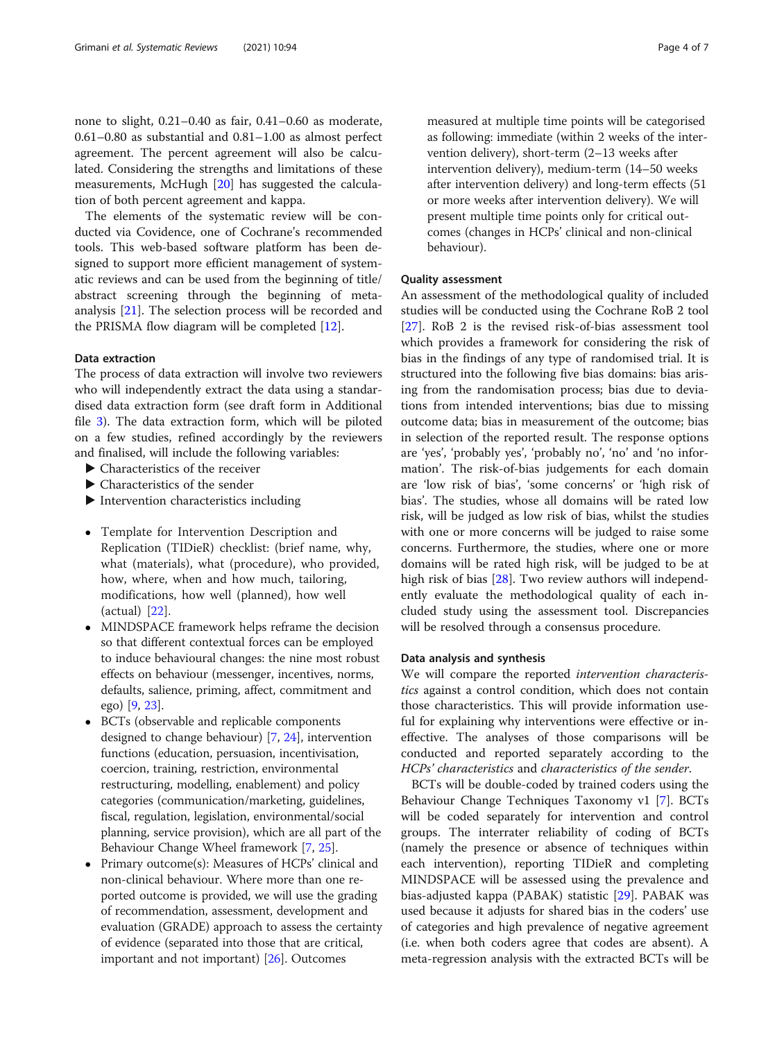none to slight, 0.21–0.40 as fair, 0.41–0.60 as moderate, 0.61–0.80 as substantial and 0.81–1.00 as almost perfect agreement. The percent agreement will also be calculated. Considering the strengths and limitations of these measurements, McHugh [20] has suggested the calculation of both percent agreement and kappa.

The elements of the systematic review will be conducted via Covidence, one of Cochrane's recommended tools. This web-based software platform has been designed to support more efficient management of systematic reviews and can be used from the beginning of title/abstract screening through the beginning of meta-analysis [21]. The selection process will be recorded and the PRISMA flow diagram will be completed [12].

### Data extraction

The process of data extraction will involve two reviewers who will independently extract the data using a standardised data extraction form (see draft form in Additional file 3). The data extraction form, which will be piloted on a few studies, refined accordingly by the reviewers and finalised, will include the following variables:

- ▶ Characteristics of the receiver
- ▶ Characteristics of the sender
- ▶ Intervention characteristics including

- Template for Intervention Description and Replication (TIDieR) checklist: (brief name, why, what (materials), what (procedure), who provided, how, where, when and how much, tailoring, modifications, how well (planned), how well (actual) [22].
- MINDSPACE framework helps reframe the decision so that different contextual forces can be employed to induce behavioural changes: the nine most robust effects on behaviour (messenger, incentives, norms, defaults, salience, priming, affect, commitment and ego) [9, 23].
- BCTs (observable and replicable components designed to change behaviour) [7, 24], intervention functions (education, persuasion, incentivisation, coercion, training, restriction, environmental restructuring, modelling, enablement) and policy categories (communication/marketing, guidelines, fiscal, regulation, legislation, environmental/social planning, service provision), which are all part of the Behaviour Change Wheel framework [7, 25].
- Primary outcome(s): Measures of HCPs' clinical and non-clinical behaviour. Where more than one reported outcome is provided, we will use the grading of recommendation, assessment, development and evaluation (GRADE) approach to assess the certainty of evidence (separated into those that are critical, important and not important) [26]. Outcomes measured at multiple time points will be categorised as following: immediate (within 2 weeks of the intervention delivery), short-term (2–13 weeks after intervention delivery), medium-term (14–50 weeks after intervention delivery) and long-term effects (51 or more weeks after intervention delivery). We will present multiple time points only for critical outcomes (changes in HCPs' clinical and non-clinical behaviour).

### Quality assessment

An assessment of the methodological quality of included studies will be conducted using the Cochrane RoB 2 tool [27]. RoB 2 is the revised risk-of-bias assessment tool which provides a framework for considering the risk of bias in the findings of any type of randomised trial. It is structured into the following five bias domains: bias arising from the randomisation process; bias due to deviations from intended interventions; bias due to missing outcome data; bias in measurement of the outcome; bias in selection of the reported result. The response options are 'yes', 'probably yes', 'probably no', 'no' and 'no information'. The risk-of-bias judgements for each domain are 'low risk of bias', 'some concerns' or 'high risk of bias'. The studies, whose all domains will be rated low risk, will be judged as low risk of bias, whilst the studies with one or more concerns will be judged to raise some concerns. Furthermore, the studies, where one or more domains will be rated high risk, will be judged to be at high risk of bias [28]. Two review authors will independently evaluate the methodological quality of each included study using the assessment tool. Discrepancies will be resolved through a consensus procedure.

### Data analysis and synthesis

We will compare the reported *intervention characteristics* against a control condition, which does not contain those characteristics. This will provide information useful for explaining why interventions were effective or ineffective. The analyses of those comparisons will be conducted and reported separately according to the *HCPs' characteristics* and *characteristics of the sender*.

BCTs will be double-coded by trained coders using the Behaviour Change Techniques Taxonomy v1 [7]. BCTs will be coded separately for intervention and control groups. The interrater reliability of coding of BCTs (namely the presence or absence of techniques within each intervention), reporting TIDieR and completing MINDSPACE will be assessed using the prevalence and bias-adjusted kappa (PABAK) statistic [29]. PABAK was used because it adjusts for shared bias in the coders' use of categories and high prevalence of negative agreement (i.e. when both coders agree that codes are absent). A meta-regression analysis with the extracted BCTs will be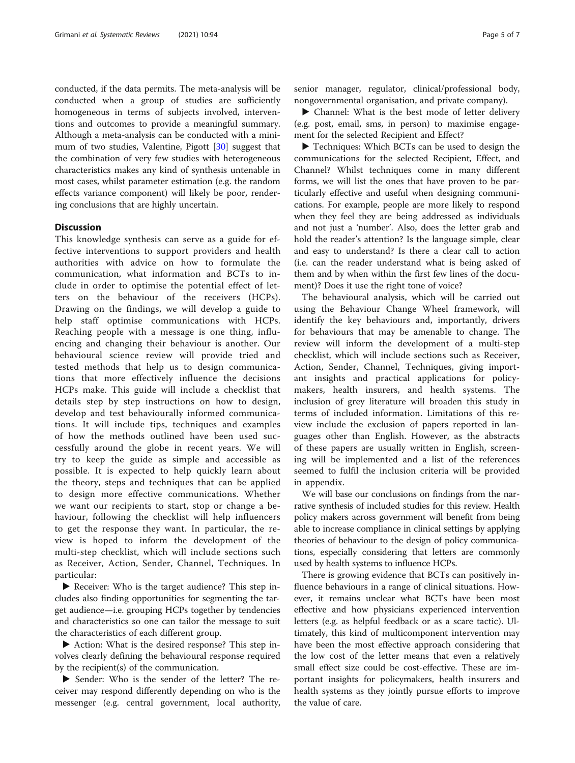conducted, if the data permits. The meta-analysis will be conducted when a group of studies are sufficiently homogeneous in terms of subjects involved, interventions and outcomes to provide a meaningful summary. Although a meta-analysis can be conducted with a minimum of two studies, Valentine, Pigott [30] suggest that the combination of very few studies with heterogeneous characteristics makes any kind of synthesis untenable in most cases, whilst parameter estimation (e.g. the random effects variance component) will likely be poor, rendering conclusions that are highly uncertain.

## Discussion

This knowledge synthesis can serve as a guide for effective interventions to support providers and health authorities with advice on how to formulate the communication, what information and BCTs to include in order to optimise the potential effect of letters on the behaviour of the receivers (HCPs). Drawing on the findings, we will develop a guide to help staff optimise communications with HCPs. Reaching people with a message is one thing, influencing and changing their behaviour is another. Our behavioural science review will provide tried and tested methods that help us to design communications that more effectively influence the decisions HCPs make. This guide will include a checklist that details step by step instructions on how to design, develop and test behaviourally informed communications. It will include tips, techniques and examples of how the methods outlined have been used successfully around the globe in recent years. We will try to keep the guide as simple and accessible as possible. It is expected to help quickly learn about the theory, steps and techniques that can be applied to design more effective communications. Whether we want our recipients to start, stop or change a behaviour, following the checklist will help influencers to get the response they want. In particular, the review is hoped to inform the development of the multi-step checklist, which will include sections such as Receiver, Action, Sender, Channel, Techniques. In particular:

► Receiver: Who is the target audience? This step includes also finding opportunities for segmenting the target audience—i.e. grouping HCPs together by tendencies and characteristics so one can tailor the message to suit the characteristics of each different group.

► Action: What is the desired response? This step involves clearly defining the behavioural response required by the recipient(s) of the communication.

► Sender: Who is the sender of the letter? The receiver may respond differently depending on who is the messenger (e.g. central government, local authority, senior manager, regulator, clinical/professional body, nongovernmental organisation, and private company).

► Channel: What is the best mode of letter delivery (e.g. post, email, sms, in person) to maximise engagement for the selected Recipient and Effect?

► Techniques: Which BCTs can be used to design the communications for the selected Recipient, Effect, and Channel? Whilst techniques come in many different forms, we will list the ones that have proven to be particularly effective and useful when designing communications. For example, people are more likely to respond when they feel they are being addressed as individuals and not just a 'number'. Also, does the letter grab and hold the reader's attention? Is the language simple, clear and easy to understand? Is there a clear call to action (i.e. can the reader understand what is being asked of them and by when within the first few lines of the document)? Does it use the right tone of voice?

The behavioural analysis, which will be carried out using the Behaviour Change Wheel framework, will identify the key behaviours and, importantly, drivers for behaviours that may be amenable to change. The review will inform the development of a multi-step checklist, which will include sections such as Receiver, Action, Sender, Channel, Techniques, giving important insights and practical applications for policymakers, health insurers, and health systems. The inclusion of grey literature will broaden this study in terms of included information. Limitations of this review include the exclusion of papers reported in languages other than English. However, as the abstracts of these papers are usually written in English, screening will be implemented and a list of the references seemed to fulfil the inclusion criteria will be provided in appendix.

We will base our conclusions on findings from the narrative synthesis of included studies for this review. Health policy makers across government will benefit from being able to increase compliance in clinical settings by applying theories of behaviour to the design of policy communications, especially considering that letters are commonly used by health systems to influence HCPs.

There is growing evidence that BCTs can positively influence behaviours in a range of clinical situations. However, it remains unclear what BCTs have been most effective and how physicians experienced intervention letters (e.g. as helpful feedback or as a scare tactic). Ultimately, this kind of multicomponent intervention may have been the most effective approach considering that the low cost of the letter means that even a relatively small effect size could be cost-effective. These are important insights for policymakers, health insurers and health systems as they jointly pursue efforts to improve the value of care.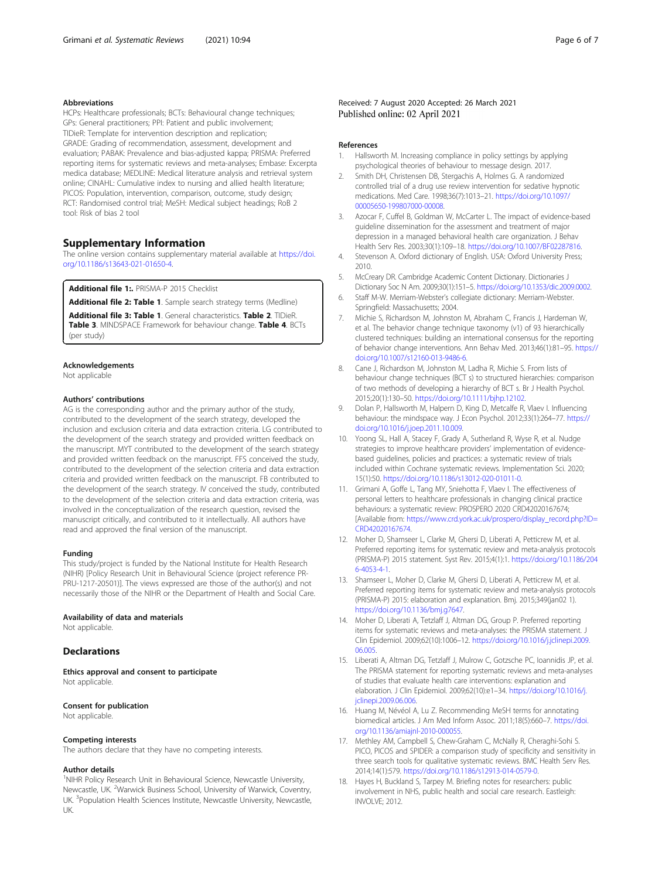### Abbreviations

HCPs: Healthcare professionals; BCTs: Behavioural change techniques; GPs: General practitioners; PPI: Patient and public involvement; TIDieR: Template for intervention description and replication; GRADE: Grading of recommendation, assessment, development and evaluation; PABAK: Prevalence and bias-adjusted kappa; PRISMA: Preferred reporting items for systematic reviews and meta-analyses; Embase: Excerpta medica database; MEDLINE: Medical literature analysis and retrieval system online; CINAHL: Cumulative index to nursing and allied health literature; PICOS: Population, intervention, comparison, outcome, study design; RCT: Randomised control trial; MeSH: Medical subject headings; RoB 2 tool: Risk of bias 2 tool

## Supplementary Information

The online version contains supplementary material available at https://doi.org/10.1186/s13643-021-01650-4.

**Additional file 1:.** PRISMA-P 2015 Checklist

**Additional file 2: Table 1**. Sample search strategy terms (Medline)

**Additional file 3: Table 1**. General characteristics. **Table 2**. TIDieR. **Table 3**. MINDSPACE Framework for behaviour change. **Table 4**. BCTs (per study)

### Acknowledgements

Not applicable

### Authors' contributions

AG is the corresponding author and the primary author of the study, contributed to the development of the search strategy, developed the inclusion and exclusion criteria and data extraction criteria. LG contributed to the development of the search strategy and provided written feedback on the manuscript. MYT contributed to the development of the search strategy and provided written feedback on the manuscript. FFS conceived the study, contributed to the development of the selection criteria and data extraction criteria and provided written feedback on the manuscript. FB contributed to the development of the search strategy. IV conceived the study, contributed to the development of the selection criteria and data extraction criteria, was involved in the conceptualization of the research question, revised the manuscript critically, and contributed to it intellectually. All authors have read and approved the final version of the manuscript.

### Funding

This study/project is funded by the National Institute for Health Research (NIHR) [Policy Research Unit in Behavioural Science (project reference PR-PRU-1217-20501)]. The views expressed are those of the author(s) and not necessarily those of the NIHR or the Department of Health and Social Care.

### Availability of data and materials

Not applicable.

## Declarations

### Ethics approval and consent to participate

Not applicable.

### Consent for publication

Not applicable.

### Competing interests

The authors declare that they have no competing interests.

### Author details

[1]NIHR Policy Research Unit in Behavioural Science, Newcastle University, Newcastle, UK. [2]Warwick Business School, University of Warwick, Coventry, UK. [3]Population Health Sciences Institute, Newcastle University, Newcastle, UK.

Received: 7 August 2020 Accepted: 26 March 2021
Published online: 02 April 2021

### References

1. Hallsworth M. Increasing compliance in policy settings by applying psychological theories of behaviour to message design. 2017.
2. Smith DH, Christensen DB, Stergachis A, Holmes G. A randomized controlled trial of a drug use review intervention for sedative hypnotic medications. Med Care. 1998;36(7):1013–21. https://doi.org/10.1097/00005650-199807000-00008.
3. Azocar F, Cuffel B, Goldman W, McCarter L. The impact of evidence-based guideline dissemination for the assessment and treatment of major depression in a managed behavioral health care organization. J Behav Health Serv Res. 2003;30(1):109–18. https://doi.org/10.1007/BF02287816.
4. Stevenson A. Oxford dictionary of English. USA: Oxford University Press; 2010.
5. McCreary DR. Cambridge Academic Content Dictionary. Dictionaries J Dictionary Soc N Am. 2009;30(1):151–5. https://doi.org/10.1353/dic.2009.0002.
6. Staff M-W. Merriam-Webster's collegiate dictionary: Merriam-Webster. Springfield: Massachusetts; 2004.
7. Michie S, Richardson M, Johnston M, Abraham C, Francis J, Hardeman W, et al. The behavior change technique taxonomy (v1) of 93 hierarchically clustered techniques: building an international consensus for the reporting of behavior change interventions. Ann Behav Med. 2013;46(1):81–95. https://doi.org/10.1007/s12160-013-9486-6.
8. Cane J, Richardson M, Johnston M, Ladha R, Michie S. From lists of behaviour change techniques (BCT s) to structured hierarchies: comparison of two methods of developing a hierarchy of BCT s. Br J Health Psychol. 2015;20(1):130–50. https://doi.org/10.1111/bjhp.12102.
9. Dolan P, Hallsworth M, Halpern D, King D, Metcalfe R, Vlaev I. Influencing behaviour: the mindspace way. J Econ Psychol. 2012;33(1):264–77. https://doi.org/10.1016/j.joep.2011.10.009.
10. Yoong SL, Hall A, Stacey F, Grady A, Sutherland R, Wyse R, et al. Nudge strategies to improve healthcare providers' implementation of evidence-based guidelines, policies and practices: a systematic review of trials included within Cochrane systematic reviews. Implementation Sci. 2020; 15(1):50. https://doi.org/10.1186/s13012-020-01011-0.
11. Grimani A, Goffe L, Tang MY, Sniehotta F, Vlaev I. The effectiveness of personal letters to healthcare professionals in changing clinical practice behaviours: a systematic review: PROSPERO 2020 CRD42020167674; [Available from: https://www.crd.york.ac.uk/prospero/display_record.php?ID=CRD42020167674.
12. Moher D, Shamseer L, Clarke M, Ghersi D, Liberati A, Petticrew M, et al. Preferred reporting items for systematic review and meta-analysis protocols (PRISMA-P) 2015 statement. Syst Rev. 2015;4(1):1. https://doi.org/10.1186/2046-4053-4-1.
13. Shamseer L, Moher D, Clarke M, Ghersi D, Liberati A, Petticrew M, et al. Preferred reporting items for systematic review and meta-analysis protocols (PRISMA-P) 2015: elaboration and explanation. Bmj. 2015;349(jan02 1). https://doi.org/10.1136/bmj.g7647.
14. Moher D, Liberati A, Tetzlaff J, Altman DG, Group P. Preferred reporting items for systematic reviews and meta-analyses: the PRISMA statement. J Clin Epidemiol. 2009;62(10):1006–12. https://doi.org/10.1016/j.jclinepi.2009.06.005.
15. Liberati A, Altman DG, Tetzlaff J, Mulrow C, Gotzsche PC, Ioannidis JP, et al. The PRISMA statement for reporting systematic reviews and meta-analyses of studies that evaluate health care interventions: explanation and elaboration. J Clin Epidemiol. 2009;62(10):e1–34. https://doi.org/10.1016/j.jclinepi.2009.06.006.
16. Huang M, Névéol A, Lu Z. Recommending MeSH terms for annotating biomedical articles. J Am Med Inform Assoc. 2011;18(5):660–7. https://doi.org/10.1136/amiajnl-2010-000055.
17. Methley AM, Campbell S, Chew-Graham C, McNally R, Cheraghi-Sohi S. PICO, PICOS and SPIDER: a comparison study of specificity and sensitivity in three search tools for qualitative systematic reviews. BMC Health Serv Res. 2014;14(1):579. https://doi.org/10.1186/s12913-014-0579-0.
18. Hayes H, Buckland S, Tarpey M. Briefing notes for researchers: public involvement in NHS, public health and social care research. Eastleigh: INVOLVE; 2012.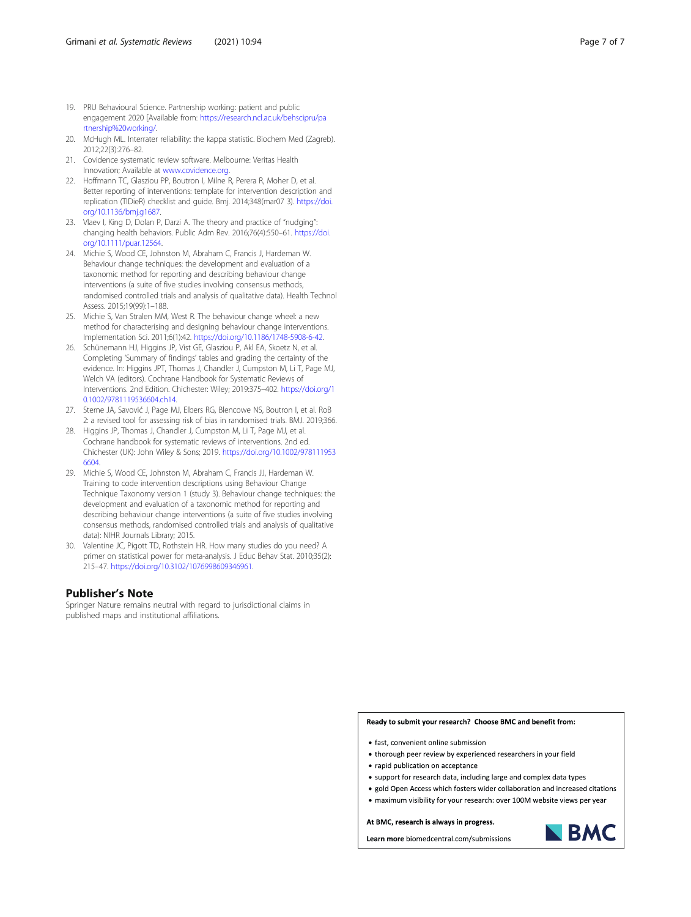19. PRU Behavioural Science. Partnership working: patient and public engagement 2020 [Available from: https://research.ncl.ac.uk/behscipru/partnership%20working/.
20. McHugh ML. Interrater reliability: the kappa statistic. Biochem Med (Zagreb). 2012;22(3):276–82.
21. Covidence systematic review software. Melbourne: Veritas Health Innovation; Available at www.covidence.org.
22. Hoffmann TC, Glasziou PP, Boutron I, Milne R, Perera R, Moher D, et al. Better reporting of interventions: template for intervention description and replication (TIDieR) checklist and guide. Bmj. 2014;348(mar07 3). https://doi.org/10.1136/bmj.g1687.
23. Vlaev I, King D, Dolan P, Darzi A. The theory and practice of "nudging": changing health behaviors. Public Adm Rev. 2016;76(4):550–61. https://doi.org/10.1111/puar.12564.
24. Michie S, Wood CE, Johnston M, Abraham C, Francis J, Hardeman W. Behaviour change techniques: the development and evaluation of a taxonomic method for reporting and describing behaviour change interventions (a suite of five studies involving consensus methods, randomised controlled trials and analysis of qualitative data). Health Technol Assess. 2015;19(99):1–188.
25. Michie S, Van Stralen MM, West R. The behaviour change wheel: a new method for characterising and designing behaviour change interventions. Implementation Sci. 2011;6(1):42. https://doi.org/10.1186/1748-5908-6-42.
26. Schünemann HJ, Higgins JP, Vist GE, Glasziou P, Akl EA, Skoetz N, et al. Completing 'Summary of findings' tables and grading the certainty of the evidence. In: Higgins JPT, Thomas J, Chandler J, Cumpston M, Li T, Page MJ, Welch VA (editors). Cochrane Handbook for Systematic Reviews of Interventions. 2nd Edition. Chichester: Wiley; 2019:375–402. https://doi.org/10.1002/9781119536604.ch14.
27. Sterne JA, Savović J, Page MJ, Elbers RG, Blencowe NS, Boutron I, et al. RoB 2: a revised tool for assessing risk of bias in randomised trials. BMJ. 2019;366.
28. Higgins JP, Thomas J, Chandler J, Cumpston M, Li T, Page MJ, et al. Cochrane handbook for systematic reviews of interventions. 2nd ed. Chichester (UK): John Wiley & Sons; 2019. https://doi.org/10.1002/9781119536604.
29. Michie S, Wood CE, Johnston M, Abraham C, Francis JJ, Hardeman W. Training to code intervention descriptions using Behaviour Change Technique Taxonomy version 1 (study 3). Behaviour change techniques: the development and evaluation of a taxonomic method for reporting and describing behaviour change interventions (a suite of five studies involving consensus methods, randomised controlled trials and analysis of qualitative data): NIHR Journals Library; 2015.
30. Valentine JC, Pigott TD, Rothstein HR. How many studies do you need? A primer on statistical power for meta-analysis. J Educ Behav Stat. 2010;35(2): 215–47. https://doi.org/10.3102/1076998609346961.

## Publisher's Note

Springer Nature remains neutral with regard to jurisdictional claims in published maps and institutional affiliations.

**Ready to submit your research? Choose BMC and benefit from:**

- fast, convenient online submission
- thorough peer review by experienced researchers in your field
- rapid publication on acceptance
- support for research data, including large and complex data types
- gold Open Access which fosters wider collaboration and increased citations
- maximum visibility for your research: over 100M website views per year

**At BMC, research is always in progress.**

**Learn more** biomedcentral.com/submissions

BMC